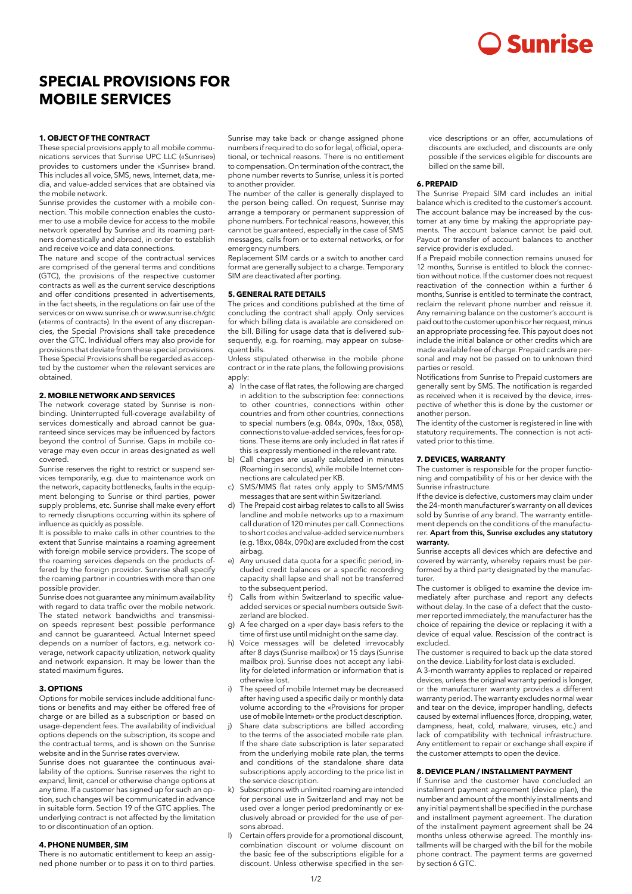# SPECIAL PROVISIONS FOR MOBILE SERVICES

## 1. OBJECT OF THE CONTRACT

These special provisions apply to all mobile communications services that Sunrise UPC LLC («Sunrise») provides to customers under the «Sunrise» brand. This includes all voice, SMS, news, Internet, data, media, and value-added services that are obtained via the mobile network.

Sunrise provides the customer with a mobile connection. This mobile connection enables the customer to use a mobile device for access to the mobile network operated by Sunrise and its roaming partners domestically and abroad, in order to establish and receive voice and data connections.

The nature and scope of the contractual services are comprised of the general terms and conditions (GTC), the provisions of the respective customer contracts as well as the current service descriptions and offer conditions presented in advertisements, in the fact sheets, in the regulations on fair use of the services or on www.sunrise.ch or www.sunrise.ch/gtc («terms of contract»). In the event of any discrepancies, the Special Provisions shall take precedence over the GTC. Individual offers may also provide for provisions that deviate from these special provisions. These Special Provisions shall be regarded as accepted by the customer when the relevant services are obtained.

## 2. MOBILE NETWORK AND SERVICES

The network coverage stated by Sunrise is non-binding. Uninterrupted full-coverage availability of services domestically and abroad cannot be guaranteed since services may be influenced by factors beyond the control of Sunrise. Gaps in mobile coverage may even occur in areas designated as well covered.

Sunrise reserves the right to restrict or suspend services temporarily, e.g. due to maintenance work on the network, capacity bottlenecks, faults in the equipment belonging to Sunrise or third parties, power supply problems, etc. Sunrise shall make every effort to remedy disruptions occurring within its sphere of influence as quickly as possible.

It is possible to make calls in other countries to the extent that Sunrise maintains a roaming agreement with foreign mobile service providers. The scope of the roaming services depends on the products offered by the foreign provider. Sunrise shall specify the roaming partner in countries with more than one possible provider.

Sunrise does not guarantee any minimum availability with regard to data traffic over the mobile network. The stated network bandwidths and transmission speeds represent best possible performance and cannot be guaranteed. Actual Internet speed depends on a number of factors, e.g. network coverage, network capacity utilization, network quality and network expansion. It may be lower than the stated maximum figures.

## 3. OPTIONS

Options for mobile services include additional functions or benefits and may either be offered free of charge or are billed as a subscription or based on usage-dependent fees. The availability of individual options depends on the subscription, its scope and the contractual terms, and is shown on the Sunrise website and in the Sunrise rates overview.

Sunrise does not guarantee the continuous availability of the options. Sunrise reserves the right to expand, limit, cancel or otherwise change options at any time. If a customer has signed up for such an option, such changes will be communicated in advance in suitable form. Section 19 of the GTC applies. The underlying contract is not affected by the limitation to or discontinuation of an option.

## 4. PHONE NUMBER, SIM

There is no automatic entitlement to keep an assigned phone number or to pass it on to third parties. Sunrise may take back or change assigned phone numbers if required to do so for legal, official, operational, or technical reasons. There is no entitlement to compensation. On termination of the contract, the phone number reverts to Sunrise, unless it is ported to another provider.

The number of the caller is generally displayed to the person being called. On request, Sunrise may arrange a temporary or permanent suppression of phone numbers. For technical reasons, however, this cannot be guaranteed, especially in the case of SMS messages, calls from or to external networks, or for emergency numbers.

Replacement SIM cards or a switch to another card format are generally subject to a charge. Temporary SIM are deactivated after porting.

## 5. GENERAL RATE DETAILS

The prices and conditions published at the time of concluding the contract shall apply. Only services for which billing data is available are considered on the bill. Billing for usage data that is delivered subsequently, e.g. for roaming, may appear on subsequent bills.

Unless stipulated otherwise in the mobile phone contract or in the rate plans, the following provisions apply:

a) In the case of flat rates, the following are charged in addition to the subscription fee: connections to other countries, connections within other countries and from other countries, connections to special numbers (e.g. 084x, 090x, 18xx, 058), connections to value-added services, fees for options. These items are only included in flat rates if this is expressly mentioned in the relevant rate.
b) Call charges are usually calculated in minutes (Roaming in seconds), while mobile Internet connections are calculated per KB.
c) SMS/MMS flat rates only apply to SMS/MMS messages that are sent within Switzerland.
d) The Prepaid cost airbag relates to calls to all Swiss landline and mobile networks up to a maximum call duration of 120 minutes per call. Connections to short codes and value-added service numbers (e.g. 18xx, 084x, 090x) are excluded from the cost airbag.
e) Any unused data quota for a specific period, included credit balances or a specific recording capacity shall lapse and shall not be transferred to the subsequent period.
f) Calls from within Switzerland to specific value-added services or special numbers outside Switzerland are blocked.
g) A fee charged on a «per day» basis refers to the time of first use until midnight on the same day.
h) Voice messages will be deleted irrevocably after 8 days (Sunrise mailbox) or 15 days (Sunrise mailbox pro). Sunrise does not accept any liability for deleted information or information that is otherwise lost.
i) The speed of mobile Internet may be decreased after having used a specific daily or monthly data volume according to the «Provisions for proper use of mobile Internet» or the product description.
j) Share data subscriptions are billed according to the terms of the associated mobile rate plan. If the share date subscription is later separated from the underlying mobile rate plan, the terms and conditions of the standalone share data subscriptions apply according to the price list in the service description.
k) Subscriptions with unlimited roaming are intended for personal use in Switzerland and may not be used over a longer period predominantly or exclusively abroad or provided for the use of persons abroad.
l) Certain offers provide for a promotional discount, combination discount or volume discount on the basic fee of the subscriptions eligible for a discount. Unless otherwise specified in the service descriptions or an offer, accumulations of discounts are excluded, and discounts are only possible if the services eligible for discounts are billed on the same bill.

## 6. PREPAID

The Sunrise Prepaid SIM card includes an initial balance which is credited to the customer's account. The account balance may be increased by the customer at any time by making the appropriate payments. The account balance cannot be paid out. Payout or transfer of account balances to another service provider is excluded.

If a Prepaid mobile connection remains unused for 12 months, Sunrise is entitled to block the connection without notice. If the customer does not request reactivation of the connection within a further 6 months, Sunrise is entitled to terminate the contract, reclaim the relevant phone number and reissue it. Any remaining balance on the customer's account is paid out to the customer upon his or her request, minus an appropriate processing fee. This payout does not include the initial balance or other credits which are made available free of charge. Prepaid cards are personal and may not be passed on to unknown third parties or resold.

Notifications from Sunrise to Prepaid customers are generally sent by SMS. The notification is regarded as received when it is received by the device, irrespective of whether this is done by the customer or another person.

The identity of the customer is registered in line with statutory requirements. The connection is not activated prior to this time.

## 7. DEVICES, WARRANTY

The customer is responsible for the proper functioning and compatibility of his or her device with the Sunrise infrastructure.

If the device is defective, customers may claim under the 24-month manufacturer's warranty on all devices sold by Sunrise of any brand. The warranty entitlement depends on the conditions of the manufacturer. **Apart from this, Sunrise excludes any statutory warranty.**

Sunrise accepts all devices which are defective and covered by warranty, whereby repairs must be performed by a third party designated by the manufacturer.

The customer is obliged to examine the device immediately after purchase and report any defects without delay. In the case of a defect that the customer reported immediately, the manufacturer has the choice of repairing the device or replacing it with a device of equal value. Rescission of the contract is excluded.

The customer is required to back up the data stored on the device. Liability for lost data is excluded.

A 3-month warranty applies to replaced or repaired devices, unless the original warranty period is longer, or the manufacturer warranty provides a different warranty period. The warranty excludes normal wear and tear on the device, improper handling, defects caused by external influences (force, dropping, water, dampness, heat, cold, malware, viruses, etc.) and lack of compatibility with technical infrastructure. Any entitlement to repair or exchange shall expire if the customer attempts to open the device.

## 8. DEVICE PLAN / INSTALLMENT PAYMENT

If Sunrise and the customer have concluded an installment payment agreement (device plan), the number and amount of the monthly installments and any initial payment shall be specified in the purchase and installment payment agreement. The duration of the installment payment agreement shall be 24 months unless otherwise agreed. The monthly installments will be charged with the bill for the mobile phone contract. The payment terms are governed by section 6 GTC.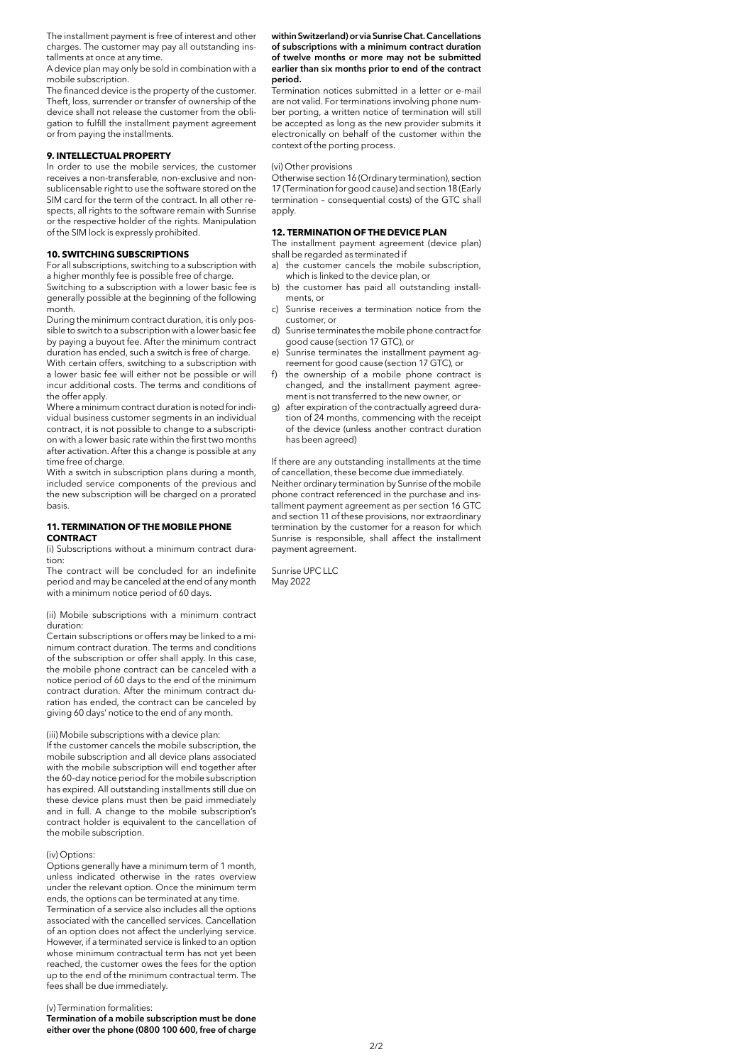The installment payment is free of interest and other charges. The customer may pay all outstanding installments at once at any time.

A device plan may only be sold in combination with a mobile subscription.

The financed device is the property of the customer. Theft, loss, surrender or transfer of ownership of the device shall not release the customer from the obligation to fulfill the installment payment agreement or from paying the installments.

## 9. INTELLECTUAL PROPERTY

In order to use the mobile services, the customer receives a non-transferable, non-exclusive and non-sublicensable right to use the software stored on the SIM card for the term of the contract. In all other respects, all rights to the software remain with Sunrise or the respective holder of the rights. Manipulation of the SIM lock is expressly prohibited.

## 10. SWITCHING SUBSCRIPTIONS

For all subscriptions, switching to a subscription with a higher monthly fee is possible free of charge.

Switching to a subscription with a lower basic fee is generally possible at the beginning of the following month.

During the minimum contract duration, it is only possible to switch to a subscription with a lower basic fee by paying a buyout fee. After the minimum contract duration has ended, such a switch is free of charge.

With certain offers, switching to a subscription with a lower basic fee will either not be possible or will incur additional costs. The terms and conditions of the offer apply.

Where a minimum contract duration is noted for individual business customer segments in an individual contract, it is not possible to change to a subscription with a lower basic rate within the first two months after activation. After this a change is possible at any time free of charge.

With a switch in subscription plans during a month, included service components of the previous and the new subscription will be charged on a prorated basis.

## 11. TERMINATION OF THE MOBILE PHONE CONTRACT

(i) Subscriptions without a minimum contract duration:

The contract will be concluded for an indefinite period and may be canceled at the end of any month with a minimum notice period of 60 days.

(ii) Mobile subscriptions with a minimum contract duration:

Certain subscriptions or offers may be linked to a minimum contract duration. The terms and conditions of the subscription or offer shall apply. In this case, the mobile phone contract can be canceled with a notice period of 60 days to the end of the minimum contract duration. After the minimum contract duration has ended, the contract can be canceled by giving 60 days' notice to the end of any month.

(iii) Mobile subscriptions with a device plan:

If the customer cancels the mobile subscription, the mobile subscription and all device plans associated with the mobile subscription will end together after the 60-day notice period for the mobile subscription has expired. All outstanding installments still due on these device plans must then be paid immediately and in full. A change to the mobile subscription's contract holder is equivalent to the cancellation of the mobile subscription.

(iv) Options:

Options generally have a minimum term of 1 month, unless indicated otherwise in the rates overview under the relevant option. Once the minimum term ends, the options can be terminated at any time.

Termination of a service also includes all the options associated with the cancelled services. Cancellation of an option does not affect the underlying service. However, if a terminated service is linked to an option whose minimum contractual term has not yet been reached, the customer owes the fees for the option up to the end of the minimum contractual term. The fees shall be due immediately.

(v) Termination formalities:

**Termination of a mobile subscription must be done either over the phone (0800 100 600, free of charge within Switzerland) or via Sunrise Chat. Cancellations of subscriptions with a minimum contract duration of twelve months or more may not be submitted earlier than six months prior to end of the contract period.**

Termination notices submitted in a letter or e-mail are not valid. For terminations involving phone number porting, a written notice of termination will still be accepted as long as the new provider submits it electronically on behalf of the customer within the context of the porting process.

(vi) Other provisions

Otherwise section 16 (Ordinary termination), section 17 (Termination for good cause) and section 18 (Early termination – consequential costs) of the GTC shall apply.

## 12. TERMINATION OF THE DEVICE PLAN

The installment payment agreement (device plan) shall be regarded as terminated if

a) the customer cancels the mobile subscription, which is linked to the device plan, or
b) the customer has paid all outstanding installments, or
c) Sunrise receives a termination notice from the customer, or
d) Sunrise terminates the mobile phone contract for good cause (section 17 GTC), or
e) Sunrise terminates the installment payment agreement for good cause (section 17 GTC), or
f) the ownership of a mobile phone contract is changed, and the installment payment agreement is not transferred to the new owner, or
g) after expiration of the contractually agreed duration of 24 months, commencing with the receipt of the device (unless another contract duration has been agreed)

If there are any outstanding installments at the time of cancellation, these become due immediately.

Neither ordinary termination by Sunrise of the mobile phone contract referenced in the purchase and installment payment agreement as per section 16 GTC and section 11 of these provisions, nor extraordinary termination by the customer for a reason for which Sunrise is responsible, shall affect the installment payment agreement.

Sunrise UPC LLC
May 2022